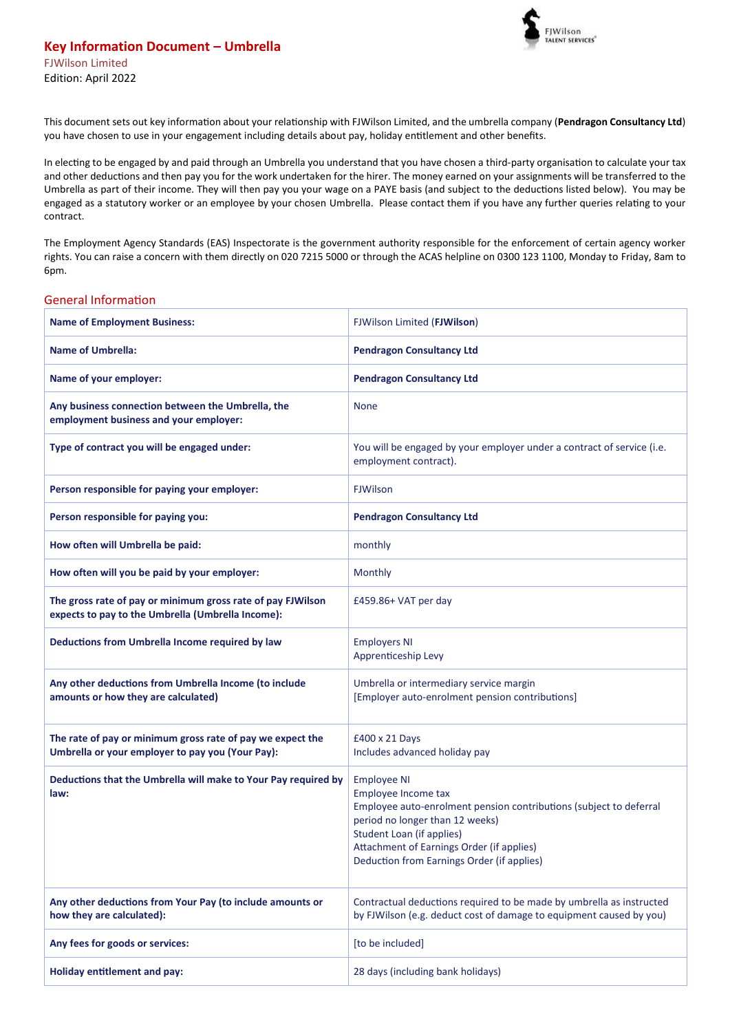# Key Information Document – Umbrella

FJWilson Limited

Edition: April 2022

This document sets out key information about your relationship with FJWilson Limited, and the umbrella company (**Pendragon Consultancy Ltd**) you have chosen to use in your engagement including details about pay, holiday entitlement and other benefits.

In electing to be engaged by and paid through an Umbrella you understand that you have chosen a third-party organisation to calculate your tax and other deductions and then pay you for the work undertaken for the hirer. The money earned on your assignments will be transferred to the Umbrella as part of their income. They will then pay you your wage on a PAYE basis (and subject to the deductions listed below). You may be engaged as a statutory worker or an employee by your chosen Umbrella. Please contact them if you have any further queries relating to your contract.

The Employment Agency Standards (EAS) Inspectorate is the government authority responsible for the enforcement of certain agency worker rights. You can raise a concern with them directly on 020 7215 5000 or through the ACAS helpline on 0300 123 1100, Monday to Friday, 8am to 6pm.

## General Information

| | |
|---|---|
| **Name of Employment Business:** | FJWilson Limited (**FJWilson**) |
| **Name of Umbrella:** | **Pendragon Consultancy Ltd** |
| **Name of your employer:** | **Pendragon Consultancy Ltd** |
| **Any business connection between the Umbrella, the employment business and your employer:** | None |
| **Type of contract you will be engaged under:** | You will be engaged by your employer under a contract of service (i.e. employment contract). |
| **Person responsible for paying your employer:** | FJWilson |
| **Person responsible for paying you:** | **Pendragon Consultancy Ltd** |
| **How often will Umbrella be paid:** | monthly |
| **How often will you be paid by your employer:** | Monthly |
| **The gross rate of pay or minimum gross rate of pay FJWilson expects to pay to the Umbrella (Umbrella Income):** | £459.86+ VAT per day |
| **Deductions from Umbrella Income required by law** | Employers NI<br>Apprenticeship Levy |
| **Any other deductions from Umbrella Income (to include amounts or how they are calculated)** | Umbrella or intermediary service margin<br>[Employer auto-enrolment pension contributions] |
| **The rate of pay or minimum gross rate of pay we expect the Umbrella or your employer to pay you (Your Pay):** | £400 x 21 Days<br>Includes advanced holiday pay |
| **Deductions that the Umbrella will make to Your Pay required by law:** | Employee NI<br>Employee Income tax<br>Employee auto-enrolment pension contributions (subject to deferral period no longer than 12 weeks)<br>Student Loan (if applies)<br>Attachment of Earnings Order (if applies)<br>Deduction from Earnings Order (if applies) |
| **Any other deductions from Your Pay (to include amounts or how they are calculated):** | Contractual deductions required to be made by umbrella as instructed by FJWilson (e.g. deduct cost of damage to equipment caused by you) |
| **Any fees for goods or services:** | [to be included] |
| **Holiday entitlement and pay:** | 28 days (including bank holidays) |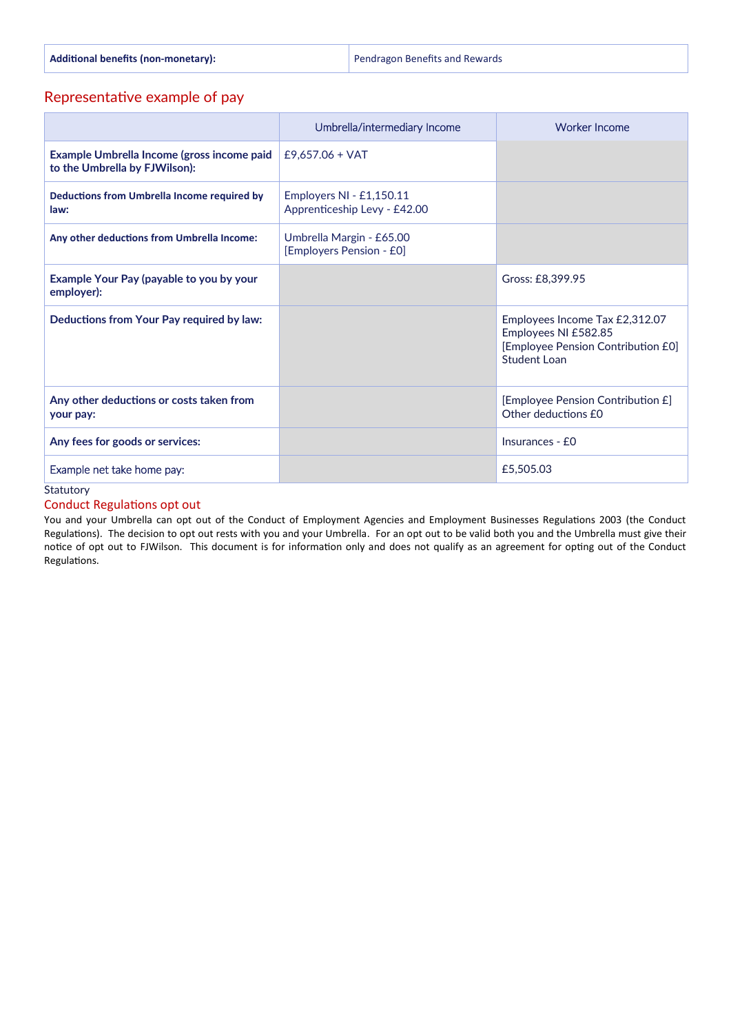| | |
|---|---|
| **Additional benefits (non-monetary):** | Pendragon Benefits and Rewards |

## Representative example of pay

| | Umbrella/intermediary Income | Worker Income |
|---|---|---|
| **Example Umbrella Income (gross income paid to the Umbrella by FJWilson):** | £9,657.06 + VAT | |
| **Deductions from Umbrella Income required by law:** | Employers NI - £1,150.11<br>Apprenticeship Levy - £42.00 | |
| **Any other deductions from Umbrella Income:** | Umbrella Margin - £65.00<br>[Employers Pension - £0] | |
| **Example Your Pay (payable to you by your employer):** | | Gross: £8,399.95 |
| **Deductions from Your Pay required by law:** | | Employees Income Tax £2,312.07<br>Employees NI £582.85<br>[Employee Pension Contribution £0]<br>Student Loan |
| **Any other deductions or costs taken from your pay:** | | [Employee Pension Contribution £]<br>Other deductions £0 |
| **Any fees for goods or services:** | | Insurances - £0 |
| Example net take home pay: | | £5,505.03 |

Statutory

## Conduct Regulations opt out

You and your Umbrella can opt out of the Conduct of Employment Agencies and Employment Businesses Regulations 2003 (the Conduct Regulations). The decision to opt out rests with you and your Umbrella. For an opt out to be valid both you and the Umbrella must give their notice of opt out to FJWilson. This document is for information only and does not qualify as an agreement for opting out of the Conduct Regulations.